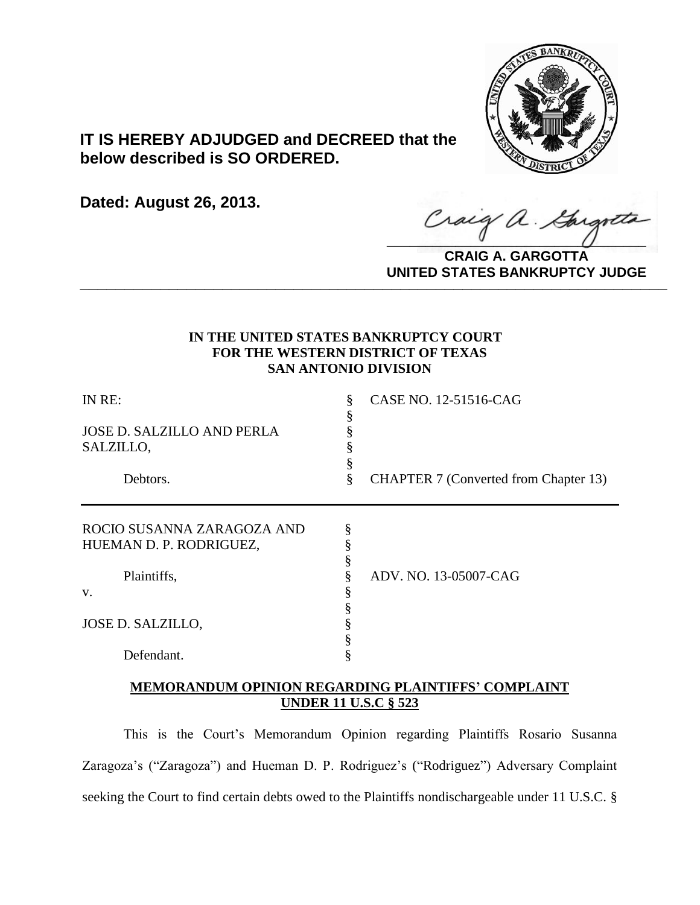**IT IS HEREBY ADJUDGED and DECREED that the below described is SO ORDERED.**

**Dated: August 26, 2013.**

**CRAIG A. GARGOTTA**
**UNITED STATES BANKRUPTCY JUDGE**

---

**IN THE UNITED STATES BANKRUPTCY COURT**
**FOR THE WESTERN DISTRICT OF TEXAS**
**SAN ANTONIO DIVISION**

| | | |
|---|---|---|
| IN RE: | § | CASE NO. 12-51516-CAG |
| | § | |
| JOSE D. SALZILLO AND PERLA SALZILLO, | § | |
| | § | |
| Debtors. | § | CHAPTER 7 (Converted from Chapter 13) |

| | | |
|---|---|---|
| ROCIO SUSANNA ZARAGOZA AND HUEMAN D. P. RODRIGUEZ, | § | |
| | § | |
| Plaintiffs, | § | ADV. NO. 13-05007-CAG |
| v. | § | |
| | § | |
| JOSE D. SALZILLO, | § | |
| | § | |
| Defendant. | § | |

**MEMORANDUM OPINION REGARDING PLAINTIFFS' COMPLAINT UNDER 11 U.S.C § 523**

This is the Court's Memorandum Opinion regarding Plaintiffs Rosario Susanna Zaragoza's ("Zaragoza") and Hueman D. P. Rodriguez's ("Rodriguez") Adversary Complaint seeking the Court to find certain debts owed to the Plaintiffs nondischargeable under 11 U.S.C. §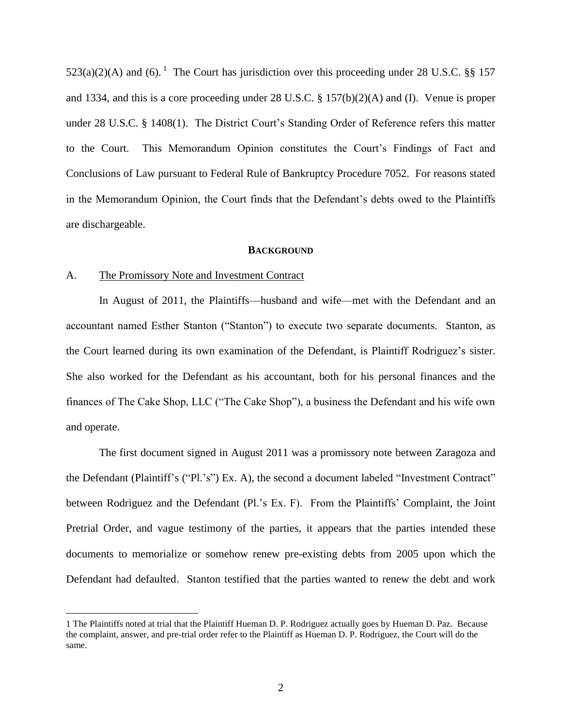523(a)(2)(A) and (6).[1] The Court has jurisdiction over this proceeding under 28 U.S.C. §§ 157 and 1334, and this is a core proceeding under 28 U.S.C. § 157(b)(2)(A) and (I). Venue is proper under 28 U.S.C. § 1408(1). The District Court's Standing Order of Reference refers this matter to the Court. This Memorandum Opinion constitutes the Court's Findings of Fact and Conclusions of Law pursuant to Federal Rule of Bankruptcy Procedure 7052. For reasons stated in the Memorandum Opinion, the Court finds that the Defendant's debts owed to the Plaintiffs are dischargeable.

## BACKGROUND

### A. The Promissory Note and Investment Contract

In August of 2011, the Plaintiffs—husband and wife—met with the Defendant and an accountant named Esther Stanton ("Stanton") to execute two separate documents. Stanton, as the Court learned during its own examination of the Defendant, is Plaintiff Rodriguez's sister. She also worked for the Defendant as his accountant, both for his personal finances and the finances of The Cake Shop, LLC ("The Cake Shop"), a business the Defendant and his wife own and operate.

The first document signed in August 2011 was a promissory note between Zaragoza and the Defendant (Plaintiff's ("Pl.'s") Ex. A), the second a document labeled "Investment Contract" between Rodriguez and the Defendant (Pl.'s Ex. F). From the Plaintiffs' Complaint, the Joint Pretrial Order, and vague testimony of the parties, it appears that the parties intended these documents to memorialize or somehow renew pre-existing debts from 2005 upon which the Defendant had defaulted. Stanton testified that the parties wanted to renew the debt and work

---

[1] The Plaintiffs noted at trial that the Plaintiff Hueman D. P. Rodriguez actually goes by Hueman D. Paz. Because the complaint, answer, and pre-trial order refer to the Plaintiff as Hueman D. P. Rodriguez, the Court will do the same.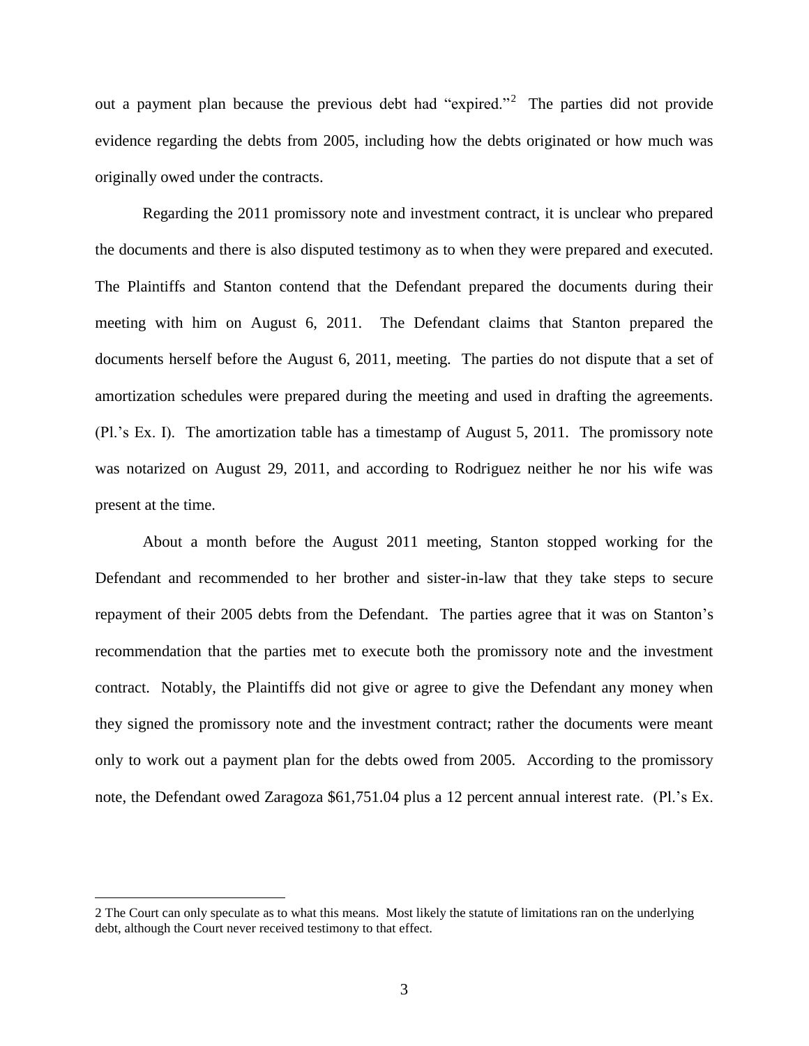out a payment plan because the previous debt had "expired."[2] The parties did not provide evidence regarding the debts from 2005, including how the debts originated or how much was originally owed under the contracts.

Regarding the 2011 promissory note and investment contract, it is unclear who prepared the documents and there is also disputed testimony as to when they were prepared and executed. The Plaintiffs and Stanton contend that the Defendant prepared the documents during their meeting with him on August 6, 2011. The Defendant claims that Stanton prepared the documents herself before the August 6, 2011, meeting. The parties do not dispute that a set of amortization schedules were prepared during the meeting and used in drafting the agreements. (Pl.'s Ex. I). The amortization table has a timestamp of August 5, 2011. The promissory note was notarized on August 29, 2011, and according to Rodriguez neither he nor his wife was present at the time.

About a month before the August 2011 meeting, Stanton stopped working for the Defendant and recommended to her brother and sister-in-law that they take steps to secure repayment of their 2005 debts from the Defendant. The parties agree that it was on Stanton's recommendation that the parties met to execute both the promissory note and the investment contract. Notably, the Plaintiffs did not give or agree to give the Defendant any money when they signed the promissory note and the investment contract; rather the documents were meant only to work out a payment plan for the debts owed from 2005. According to the promissory note, the Defendant owed Zaragoza $61,751.04 plus a 12 percent annual interest rate. (Pl.'s Ex.

---

2 The Court can only speculate as to what this means. Most likely the statute of limitations ran on the underlying debt, although the Court never received testimony to that effect.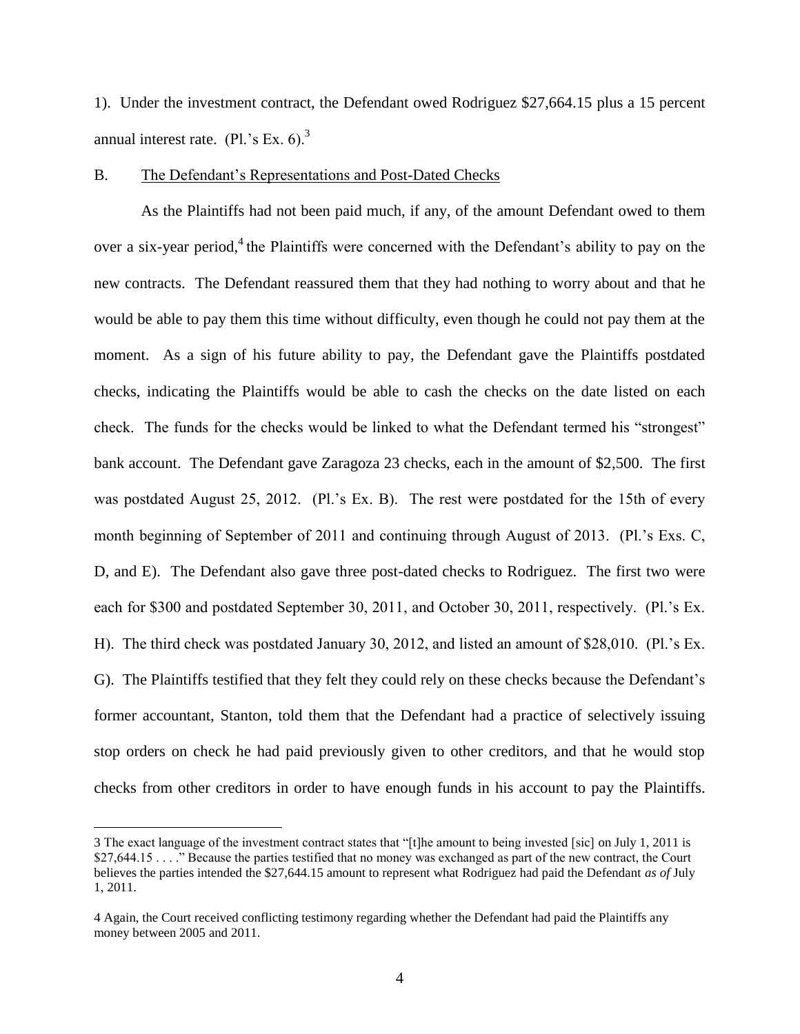1). Under the investment contract, the Defendant owed Rodriguez $27,664.15 plus a 15 percent annual interest rate. (Pl.'s Ex. 6).[3]

B. The Defendant's Representations and Post-Dated Checks

As the Plaintiffs had not been paid much, if any, of the amount Defendant owed to them over a six-year period,[4] the Plaintiffs were concerned with the Defendant's ability to pay on the new contracts. The Defendant reassured them that they had nothing to worry about and that he would be able to pay them this time without difficulty, even though he could not pay them at the moment. As a sign of his future ability to pay, the Defendant gave the Plaintiffs postdated checks, indicating the Plaintiffs would be able to cash the checks on the date listed on each check. The funds for the checks would be linked to what the Defendant termed his "strongest" bank account. The Defendant gave Zaragoza 23 checks, each in the amount of $2,500. The first was postdated August 25, 2012. (Pl.'s Ex. B). The rest were postdated for the 15th of every month beginning of September of 2011 and continuing through August of 2013. (Pl.'s Exs. C, D, and E). The Defendant also gave three post-dated checks to Rodriguez. The first two were each for $300 and postdated September 30, 2011, and October 30, 2011, respectively. (Pl.'s Ex. H). The third check was postdated January 30, 2012, and listed an amount of $28,010. (Pl.'s Ex. G). The Plaintiffs testified that they felt they could rely on these checks because the Defendant's former accountant, Stanton, told them that the Defendant had a practice of selectively issuing stop orders on check he had paid previously given to other creditors, and that he would stop checks from other creditors in order to have enough funds in his account to pay the Plaintiffs.

---

3 The exact language of the investment contract states that "[t]he amount to being invested [sic] on July 1, 2011 is $27,644.15 . . . ." Because the parties testified that no money was exchanged as part of the new contract, the Court believes the parties intended the $27,644.15 amount to represent what Rodriguez had paid the Defendant *as of* July 1, 2011.

4 Again, the Court received conflicting testimony regarding whether the Defendant had paid the Plaintiffs any money between 2005 and 2011.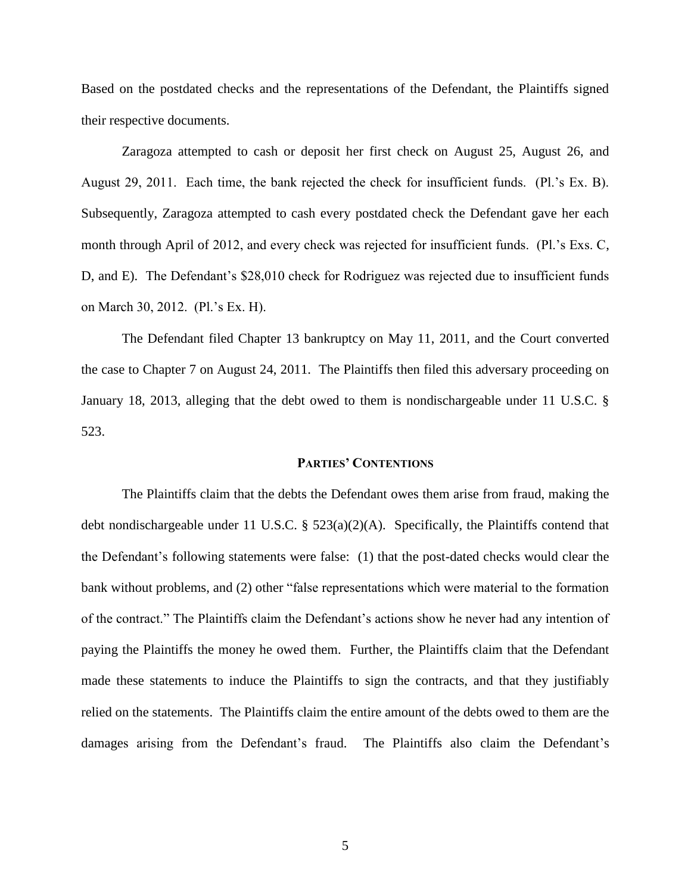Based on the postdated checks and the representations of the Defendant, the Plaintiffs signed their respective documents.

Zaragoza attempted to cash or deposit her first check on August 25, August 26, and August 29, 2011. Each time, the bank rejected the check for insufficient funds. (Pl.'s Ex. B). Subsequently, Zaragoza attempted to cash every postdated check the Defendant gave her each month through April of 2012, and every check was rejected for insufficient funds. (Pl.'s Exs. C, D, and E). The Defendant's $28,010 check for Rodriguez was rejected due to insufficient funds on March 30, 2012. (Pl.'s Ex. H).

The Defendant filed Chapter 13 bankruptcy on May 11, 2011, and the Court converted the case to Chapter 7 on August 24, 2011. The Plaintiffs then filed this adversary proceeding on January 18, 2013, alleging that the debt owed to them is nondischargeable under 11 U.S.C. § 523.

## PARTIES' CONTENTIONS

The Plaintiffs claim that the debts the Defendant owes them arise from fraud, making the debt nondischargeable under 11 U.S.C. § 523(a)(2)(A). Specifically, the Plaintiffs contend that the Defendant's following statements were false: (1) that the post-dated checks would clear the bank without problems, and (2) other "false representations which were material to the formation of the contract." The Plaintiffs claim the Defendant's actions show he never had any intention of paying the Plaintiffs the money he owed them. Further, the Plaintiffs claim that the Defendant made these statements to induce the Plaintiffs to sign the contracts, and that they justifiably relied on the statements. The Plaintiffs claim the entire amount of the debts owed to them are the damages arising from the Defendant's fraud. The Plaintiffs also claim the Defendant's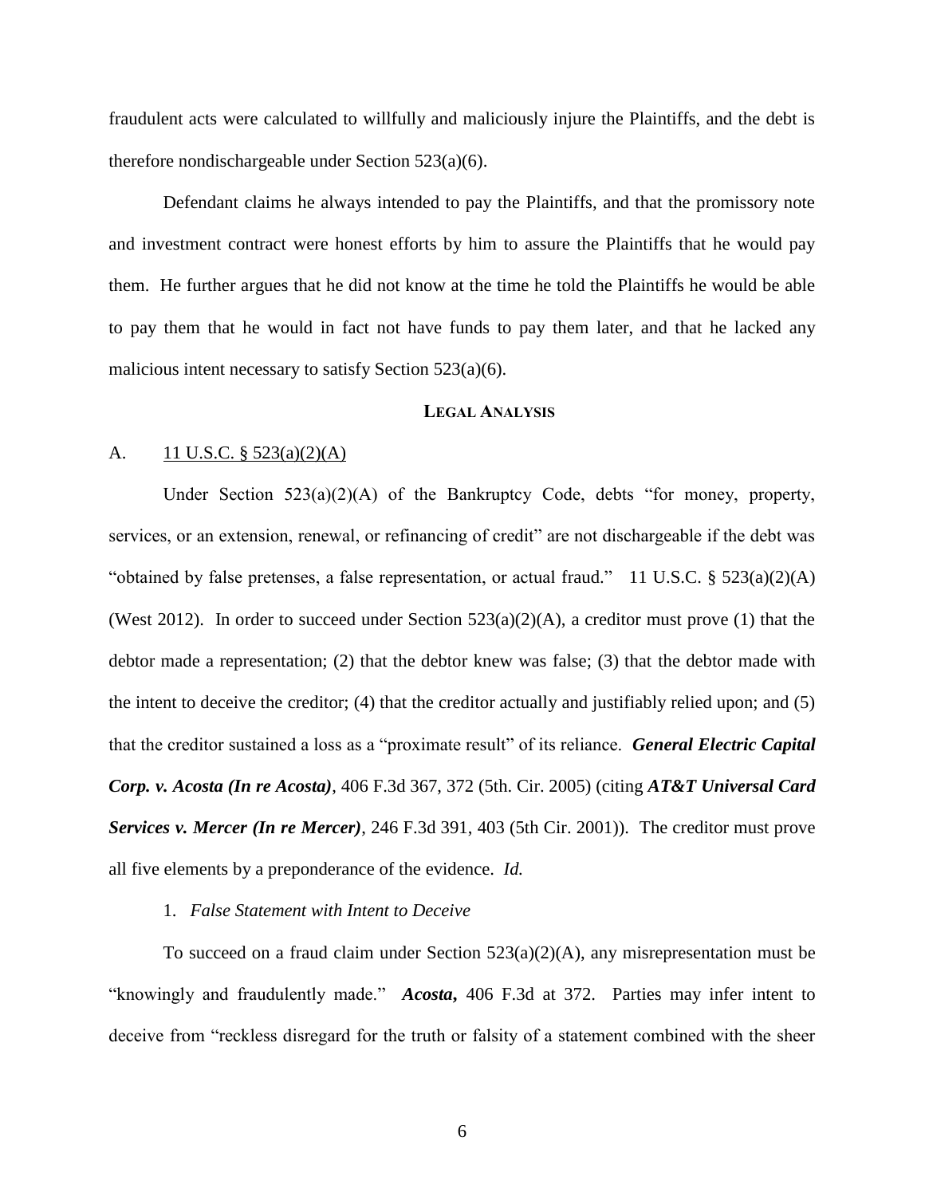fraudulent acts were calculated to willfully and maliciously injure the Plaintiffs, and the debt is therefore nondischargeable under Section 523(a)(6).

Defendant claims he always intended to pay the Plaintiffs, and that the promissory note and investment contract were honest efforts by him to assure the Plaintiffs that he would pay them. He further argues that he did not know at the time he told the Plaintiffs he would be able to pay them that he would in fact not have funds to pay them later, and that he lacked any malicious intent necessary to satisfy Section 523(a)(6).

## LEGAL ANALYSIS

### A. 11 U.S.C. § 523(a)(2)(A)

Under Section 523(a)(2)(A) of the Bankruptcy Code, debts "for money, property, services, or an extension, renewal, or refinancing of credit" are not dischargeable if the debt was "obtained by false pretenses, a false representation, or actual fraud." 11 U.S.C. § 523(a)(2)(A) (West 2012). In order to succeed under Section 523(a)(2)(A), a creditor must prove (1) that the debtor made a representation; (2) that the debtor knew was false; (3) that the debtor made with the intent to deceive the creditor; (4) that the creditor actually and justifiably relied upon; and (5) that the creditor sustained a loss as a "proximate result" of its reliance. ***General Electric Capital Corp. v. Acosta (In re Acosta)***, 406 F.3d 367, 372 (5th. Cir. 2005) (citing ***AT&T Universal Card Services v. Mercer (In re Mercer)***, 246 F.3d 391, 403 (5th Cir. 2001)). The creditor must prove all five elements by a preponderance of the evidence. *Id.*

#### 1. *False Statement with Intent to Deceive*

To succeed on a fraud claim under Section 523(a)(2)(A), any misrepresentation must be "knowingly and fraudulently made." ***Acosta***, 406 F.3d at 372. Parties may infer intent to deceive from "reckless disregard for the truth or falsity of a statement combined with the sheer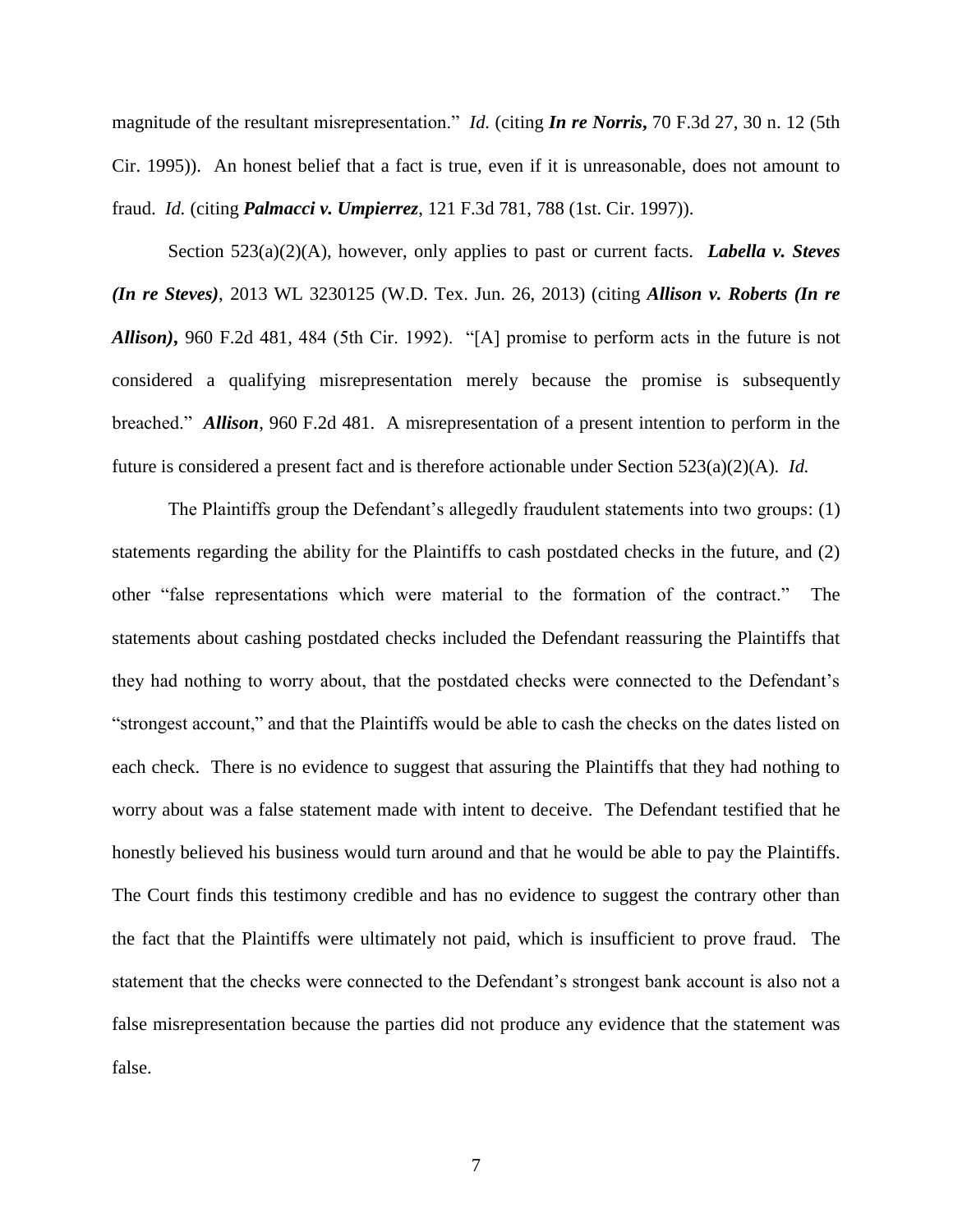magnitude of the resultant misrepresentation." *Id.* (citing ***In re Norris*****,** 70 F.3d 27, 30 n. 12 (5th Cir. 1995)). An honest belief that a fact is true, even if it is unreasonable, does not amount to fraud. *Id.* (citing ***Palmacci v. Umpierrez***, 121 F.3d 781, 788 (1st. Cir. 1997)).

Section 523(a)(2)(A), however, only applies to past or current facts. ***Labella v. Steves (In re Steves)***, 2013 WL 3230125 (W.D. Tex. Jun. 26, 2013) (citing ***Allison v. Roberts (In re Allison)*****,** 960 F.2d 481, 484 (5th Cir. 1992). "[A] promise to perform acts in the future is not considered a qualifying misrepresentation merely because the promise is subsequently breached." ***Allison***, 960 F.2d 481. A misrepresentation of a present intention to perform in the future is considered a present fact and is therefore actionable under Section 523(a)(2)(A). *Id.*

The Plaintiffs group the Defendant's allegedly fraudulent statements into two groups: (1) statements regarding the ability for the Plaintiffs to cash postdated checks in the future, and (2) other "false representations which were material to the formation of the contract." The statements about cashing postdated checks included the Defendant reassuring the Plaintiffs that they had nothing to worry about, that the postdated checks were connected to the Defendant's "strongest account," and that the Plaintiffs would be able to cash the checks on the dates listed on each check. There is no evidence to suggest that assuring the Plaintiffs that they had nothing to worry about was a false statement made with intent to deceive. The Defendant testified that he honestly believed his business would turn around and that he would be able to pay the Plaintiffs. The Court finds this testimony credible and has no evidence to suggest the contrary other than the fact that the Plaintiffs were ultimately not paid, which is insufficient to prove fraud. The statement that the checks were connected to the Defendant's strongest bank account is also not a false misrepresentation because the parties did not produce any evidence that the statement was false.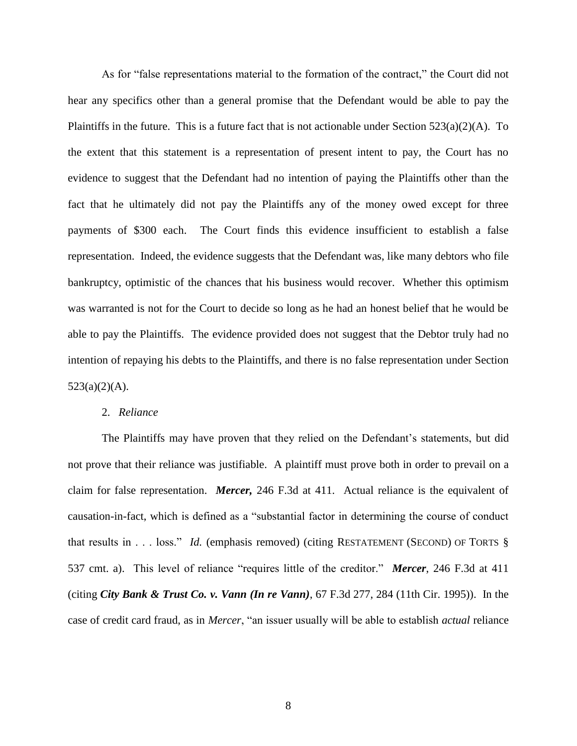As for "false representations material to the formation of the contract," the Court did not hear any specifics other than a general promise that the Defendant would be able to pay the Plaintiffs in the future. This is a future fact that is not actionable under Section 523(a)(2)(A). To the extent that this statement is a representation of present intent to pay, the Court has no evidence to suggest that the Defendant had no intention of paying the Plaintiffs other than the fact that he ultimately did not pay the Plaintiffs any of the money owed except for three payments of $300 each. The Court finds this evidence insufficient to establish a false representation. Indeed, the evidence suggests that the Defendant was, like many debtors who file bankruptcy, optimistic of the chances that his business would recover. Whether this optimism was warranted is not for the Court to decide so long as he had an honest belief that he would be able to pay the Plaintiffs. The evidence provided does not suggest that the Debtor truly had no intention of repaying his debts to the Plaintiffs, and there is no false representation under Section 523(a)(2)(A).

2. *Reliance*

The Plaintiffs may have proven that they relied on the Defendant's statements, but did not prove that their reliance was justifiable. A plaintiff must prove both in order to prevail on a claim for false representation. ***Mercer,*** 246 F.3d at 411. Actual reliance is the equivalent of causation-in-fact, which is defined as a "substantial factor in determining the course of conduct that results in . . . loss." *Id.* (emphasis removed) (citing RESTATEMENT (SECOND) OF TORTS § 537 cmt. a). This level of reliance "requires little of the creditor." ***Mercer***, 246 F.3d at 411 (citing ***City Bank & Trust Co. v. Vann (In re Vann)***, 67 F.3d 277, 284 (11th Cir. 1995)). In the case of credit card fraud, as in *Mercer*, "an issuer usually will be able to establish *actual* reliance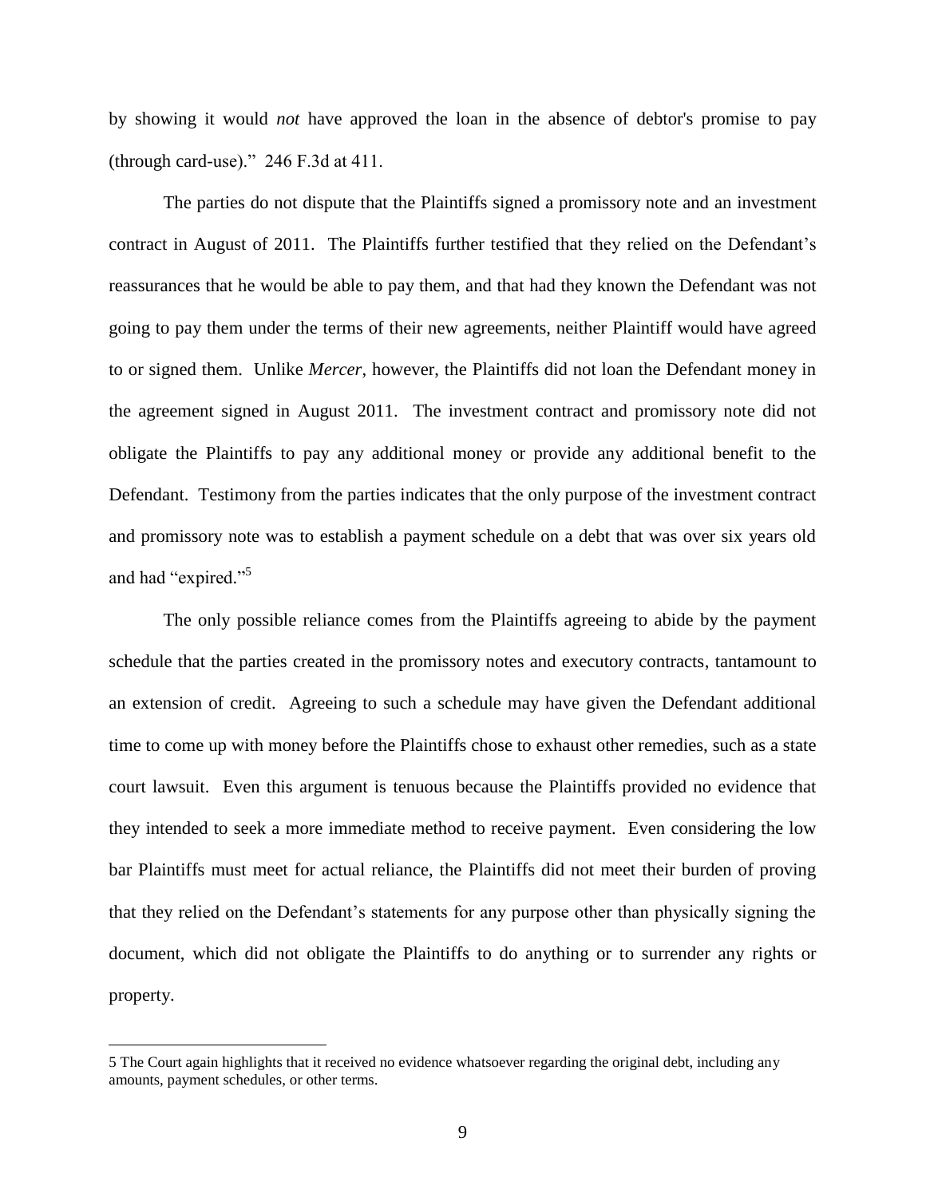by showing it would *not* have approved the loan in the absence of debtor's promise to pay (through card-use)." 246 F.3d at 411.

The parties do not dispute that the Plaintiffs signed a promissory note and an investment contract in August of 2011. The Plaintiffs further testified that they relied on the Defendant's reassurances that he would be able to pay them, and that had they known the Defendant was not going to pay them under the terms of their new agreements, neither Plaintiff would have agreed to or signed them. Unlike *Mercer*, however, the Plaintiffs did not loan the Defendant money in the agreement signed in August 2011. The investment contract and promissory note did not obligate the Plaintiffs to pay any additional money or provide any additional benefit to the Defendant. Testimony from the parties indicates that the only purpose of the investment contract and promissory note was to establish a payment schedule on a debt that was over six years old and had "expired."[5]

The only possible reliance comes from the Plaintiffs agreeing to abide by the payment schedule that the parties created in the promissory notes and executory contracts, tantamount to an extension of credit. Agreeing to such a schedule may have given the Defendant additional time to come up with money before the Plaintiffs chose to exhaust other remedies, such as a state court lawsuit. Even this argument is tenuous because the Plaintiffs provided no evidence that they intended to seek a more immediate method to receive payment. Even considering the low bar Plaintiffs must meet for actual reliance, the Plaintiffs did not meet their burden of proving that they relied on the Defendant's statements for any purpose other than physically signing the document, which did not obligate the Plaintiffs to do anything or to surrender any rights or property.

---

5 The Court again highlights that it received no evidence whatsoever regarding the original debt, including any amounts, payment schedules, or other terms.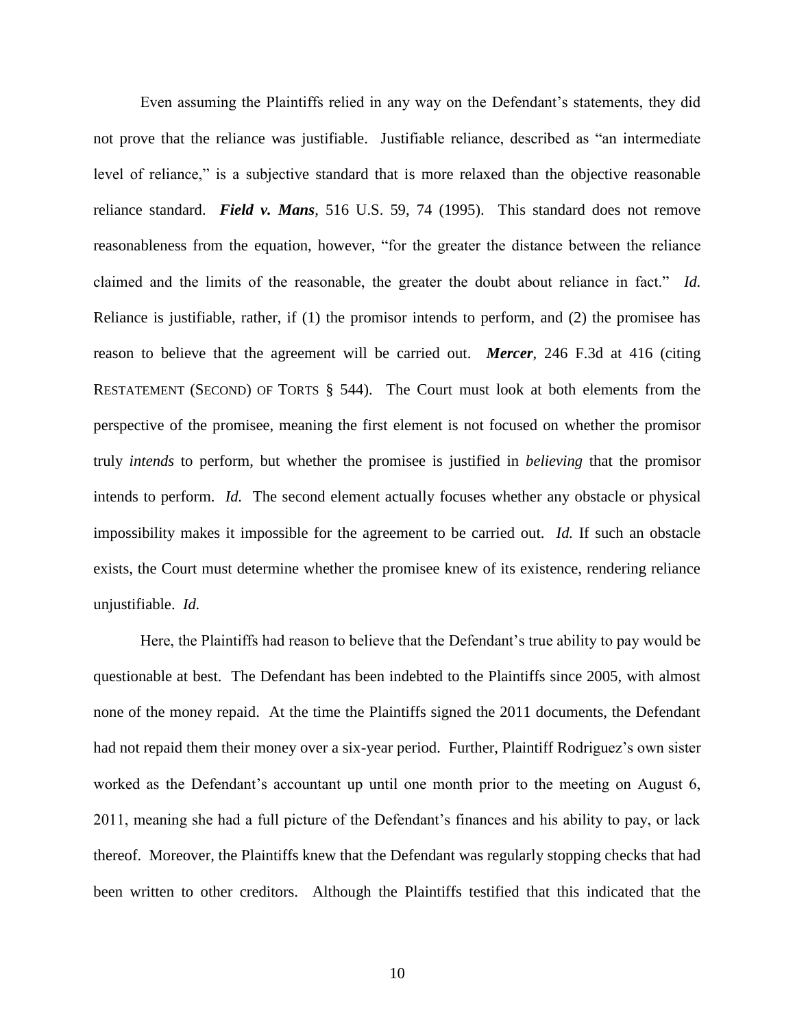Even assuming the Plaintiffs relied in any way on the Defendant's statements, they did not prove that the reliance was justifiable. Justifiable reliance, described as "an intermediate level of reliance," is a subjective standard that is more relaxed than the objective reasonable reliance standard. ***Field v. Mans***, 516 U.S. 59, 74 (1995). This standard does not remove reasonableness from the equation, however, "for the greater the distance between the reliance claimed and the limits of the reasonable, the greater the doubt about reliance in fact." *Id.* Reliance is justifiable, rather, if (1) the promisor intends to perform, and (2) the promisee has reason to believe that the agreement will be carried out. ***Mercer***, 246 F.3d at 416 (citing RESTATEMENT (SECOND) OF TORTS § 544). The Court must look at both elements from the perspective of the promisee, meaning the first element is not focused on whether the promisor truly *intends* to perform, but whether the promisee is justified in *believing* that the promisor intends to perform. *Id.* The second element actually focuses whether any obstacle or physical impossibility makes it impossible for the agreement to be carried out. *Id.* If such an obstacle exists, the Court must determine whether the promisee knew of its existence, rendering reliance unjustifiable. *Id.*

Here, the Plaintiffs had reason to believe that the Defendant's true ability to pay would be questionable at best. The Defendant has been indebted to the Plaintiffs since 2005, with almost none of the money repaid. At the time the Plaintiffs signed the 2011 documents, the Defendant had not repaid them their money over a six-year period. Further, Plaintiff Rodriguez's own sister worked as the Defendant's accountant up until one month prior to the meeting on August 6, 2011, meaning she had a full picture of the Defendant's finances and his ability to pay, or lack thereof. Moreover, the Plaintiffs knew that the Defendant was regularly stopping checks that had been written to other creditors. Although the Plaintiffs testified that this indicated that the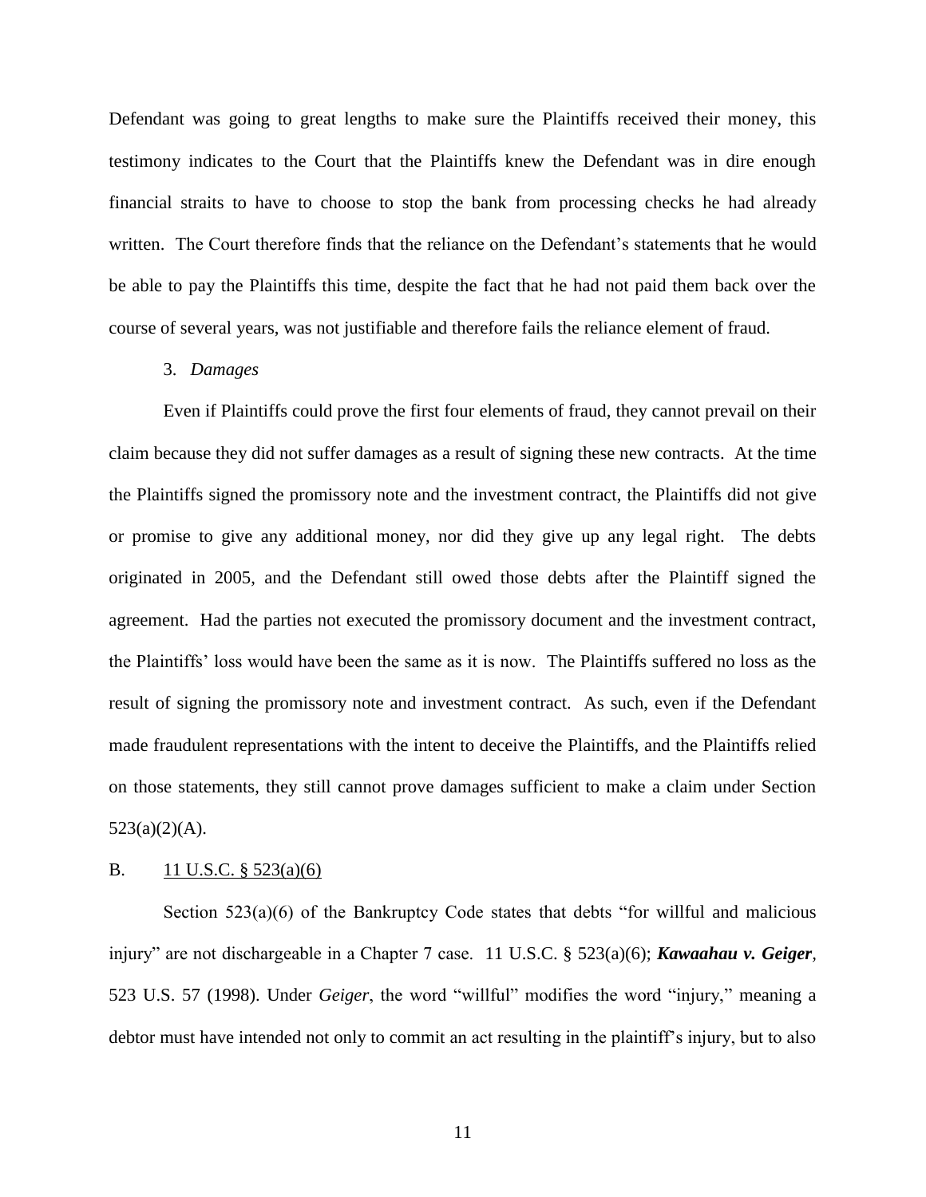Defendant was going to great lengths to make sure the Plaintiffs received their money, this testimony indicates to the Court that the Plaintiffs knew the Defendant was in dire enough financial straits to have to choose to stop the bank from processing checks he had already written. The Court therefore finds that the reliance on the Defendant's statements that he would be able to pay the Plaintiffs this time, despite the fact that he had not paid them back over the course of several years, was not justifiable and therefore fails the reliance element of fraud.

3. *Damages*

Even if Plaintiffs could prove the first four elements of fraud, they cannot prevail on their claim because they did not suffer damages as a result of signing these new contracts. At the time the Plaintiffs signed the promissory note and the investment contract, the Plaintiffs did not give or promise to give any additional money, nor did they give up any legal right. The debts originated in 2005, and the Defendant still owed those debts after the Plaintiff signed the agreement. Had the parties not executed the promissory document and the investment contract, the Plaintiffs' loss would have been the same as it is now. The Plaintiffs suffered no loss as the result of signing the promissory note and investment contract. As such, even if the Defendant made fraudulent representations with the intent to deceive the Plaintiffs, and the Plaintiffs relied on those statements, they still cannot prove damages sufficient to make a claim under Section 523(a)(2)(A).

B. 11 U.S.C. § 523(a)(6)

Section 523(a)(6) of the Bankruptcy Code states that debts "for willful and malicious injury" are not dischargeable in a Chapter 7 case. 11 U.S.C. § 523(a)(6); ***Kawaahau v. Geiger***, 523 U.S. 57 (1998). Under *Geiger*, the word "willful" modifies the word "injury," meaning a debtor must have intended not only to commit an act resulting in the plaintiff's injury, but to also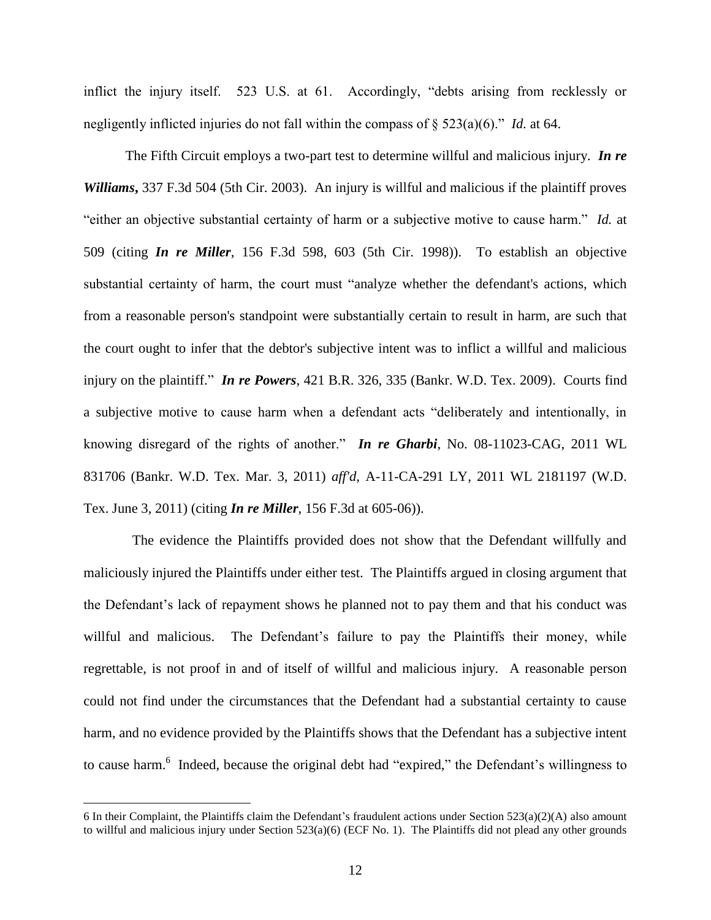inflict the injury itself. 523 U.S. at 61. Accordingly, "debts arising from recklessly or negligently inflicted injuries do not fall within the compass of § 523(a)(6)." *Id.* at 64.

The Fifth Circuit employs a two-part test to determine willful and malicious injury. ***In re Williams***, 337 F.3d 504 (5th Cir. 2003). An injury is willful and malicious if the plaintiff proves "either an objective substantial certainty of harm or a subjective motive to cause harm." *Id.* at 509 (citing ***In re Miller***, 156 F.3d 598, 603 (5th Cir. 1998)). To establish an objective substantial certainty of harm, the court must "analyze whether the defendant's actions, which from a reasonable person's standpoint were substantially certain to result in harm, are such that the court ought to infer that the debtor's subjective intent was to inflict a willful and malicious injury on the plaintiff." ***In re Powers***, 421 B.R. 326, 335 (Bankr. W.D. Tex. 2009). Courts find a subjective motive to cause harm when a defendant acts "deliberately and intentionally, in knowing disregard of the rights of another." ***In re Gharbi***, No. 08-11023-CAG, 2011 WL 831706 (Bankr. W.D. Tex. Mar. 3, 2011) *aff'd*, A-11-CA-291 LY, 2011 WL 2181197 (W.D. Tex. June 3, 2011) (citing ***In re Miller***, 156 F.3d at 605-06)).

The evidence the Plaintiffs provided does not show that the Defendant willfully and maliciously injured the Plaintiffs under either test. The Plaintiffs argued in closing argument that the Defendant's lack of repayment shows he planned not to pay them and that his conduct was willful and malicious. The Defendant's failure to pay the Plaintiffs their money, while regrettable, is not proof in and of itself of willful and malicious injury. A reasonable person could not find under the circumstances that the Defendant had a substantial certainty to cause harm, and no evidence provided by the Plaintiffs shows that the Defendant has a subjective intent to cause harm.[6] Indeed, because the original debt had "expired," the Defendant's willingness to

6 In their Complaint, the Plaintiffs claim the Defendant's fraudulent actions under Section 523(a)(2)(A) also amount to willful and malicious injury under Section 523(a)(6) (ECF No. 1). The Plaintiffs did not plead any other grounds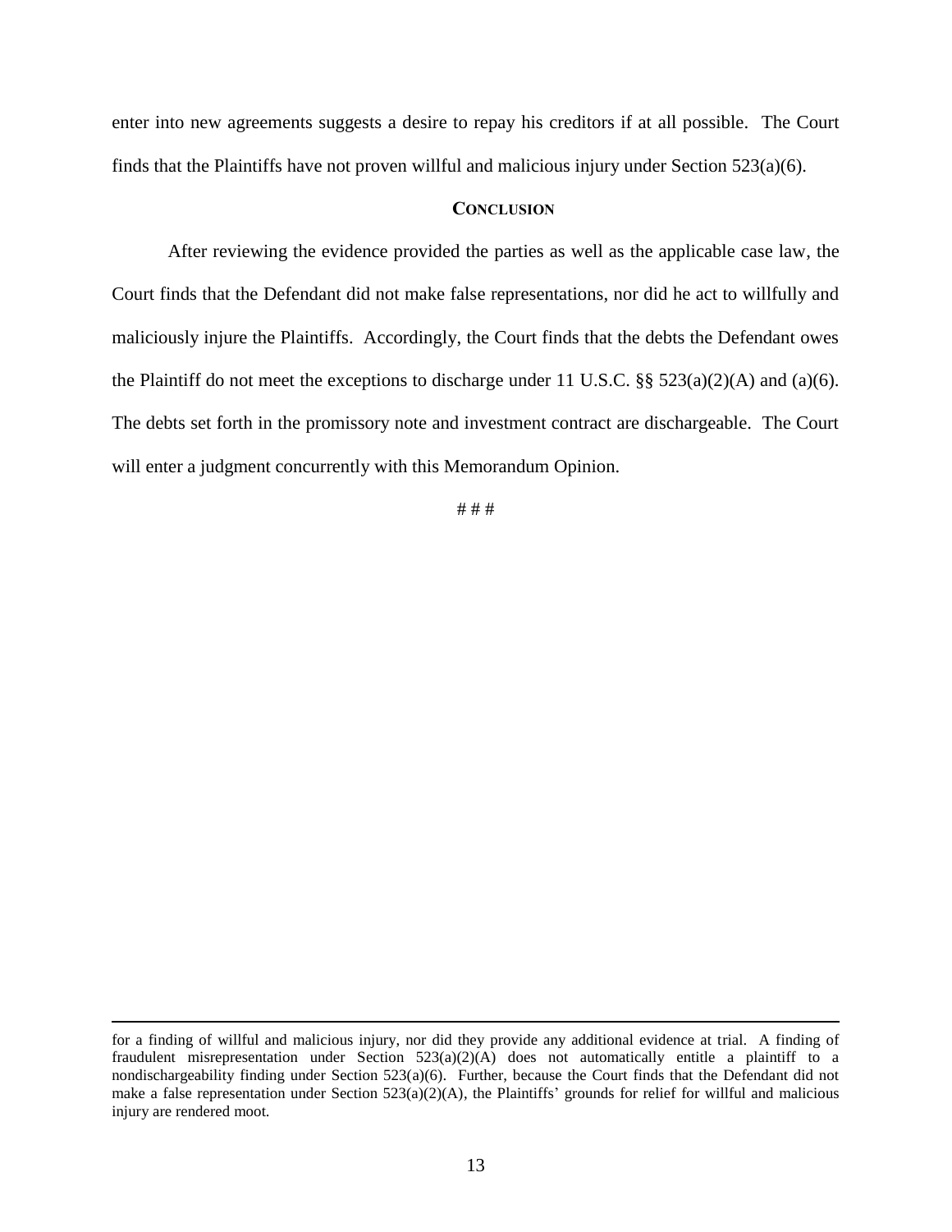enter into new agreements suggests a desire to repay his creditors if at all possible. The Court finds that the Plaintiffs have not proven willful and malicious injury under Section 523(a)(6).

## CONCLUSION

After reviewing the evidence provided the parties as well as the applicable case law, the Court finds that the Defendant did not make false representations, nor did he act to willfully and maliciously injure the Plaintiffs. Accordingly, the Court finds that the debts the Defendant owes the Plaintiff do not meet the exceptions to discharge under 11 U.S.C. §§ 523(a)(2)(A) and (a)(6). The debts set forth in the promissory note and investment contract are dischargeable. The Court will enter a judgment concurrently with this Memorandum Opinion.

# # #

---

for a finding of willful and malicious injury, nor did they provide any additional evidence at trial. A finding of fraudulent misrepresentation under Section 523(a)(2)(A) does not automatically entitle a plaintiff to a nondischargeability finding under Section 523(a)(6). Further, because the Court finds that the Defendant did not make a false representation under Section 523(a)(2)(A), the Plaintiffs' grounds for relief for willful and malicious injury are rendered moot.